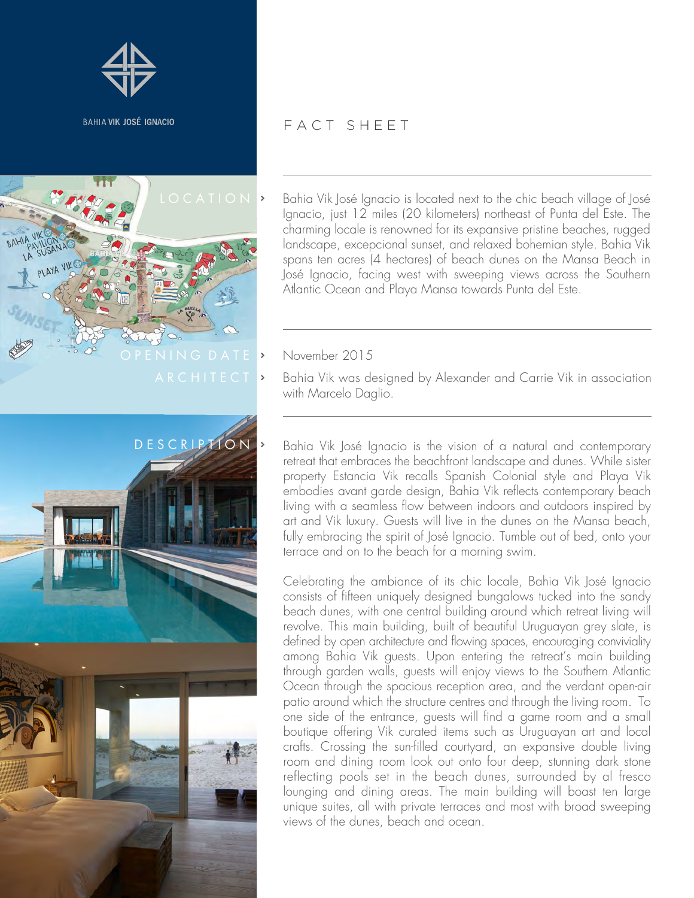BAHIA **VIK JOSÉ IGNACIO**

# FACT SHEET

## LOCATION

Bahia Vik José Ignacio is located next to the chic beach village of José Ignacio, just 12 miles (20 kilometers) northeast of Punta del Este. The charming locale is renowned for its expansive pristine beaches, rugged landscape, excepcional sunset, and relaxed bohemian style. Bahia Vik spans ten acres (4 hectares) of beach dunes on the Mansa Beach in José Ignacio, facing west with sweeping views across the Southern Atlantic Ocean and Playa Mansa towards Punta del Este.

## OPENING DATE

November 2015

## ARCHITECT

Bahia Vik was designed by Alexander and Carrie Vik in association with Marcelo Daglio.

## DESCRIPTION

Bahia Vik José Ignacio is the vision of a natural and contemporary retreat that embraces the beachfront landscape and dunes. While sister property Estancia Vik recalls Spanish Colonial style and Playa Vik embodies avant garde design, Bahia Vik reflects contemporary beach living with a seamless flow between indoors and outdoors inspired by art and Vik luxury. Guests will live in the dunes on the Mansa beach, fully embracing the spirit of José Ignacio. Tumble out of bed, onto your terrace and on to the beach for a morning swim.

Celebrating the ambiance of its chic locale, Bahia Vik José Ignacio consists of fifteen uniquely designed bungalows tucked into the sandy beach dunes, with one central building around which retreat living will revolve. This main building, built of beautiful Uruguayan grey slate, is defined by open architecture and flowing spaces, encouraging conviviality among Bahia Vik guests. Upon entering the retreat's main building through garden walls, guests will enjoy views to the Southern Atlantic Ocean through the spacious reception area, and the verdant open-air patio around which the structure centres and through the living room. To one side of the entrance, guests will find a game room and a small boutique offering Vik curated items such as Uruguayan art and local crafts. Crossing the sun-filled courtyard, an expansive double living room and dining room look out onto four deep, stunning dark stone reflecting pools set in the beach dunes, surrounded by al fresco lounging and dining areas. The main building will boast ten large unique suites, all with private terraces and most with broad sweeping views of the dunes, beach and ocean.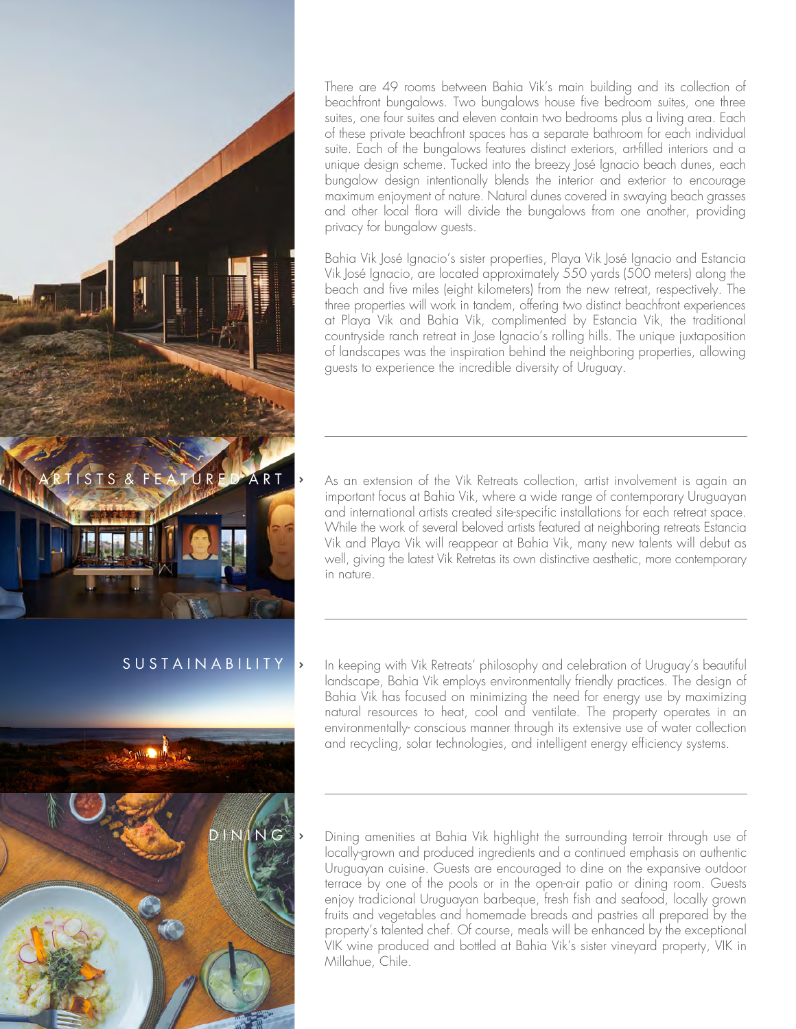There are 49 rooms between Bahia Vik's main building and its collection of beachfront bungalows. Two bungalows house five bedroom suites, one three suites, one four suites and eleven contain two bedrooms plus a living area. Each of these private beachfront spaces has a separate bathroom for each individual suite. Each of the bungalows features distinct exteriors, art-filled interiors and a unique design scheme. Tucked into the breezy José Ignacio beach dunes, each bungalow design intentionally blends the interior and exterior to encourage maximum enjoyment of nature. Natural dunes covered in swaying beach grasses and other local flora will divide the bungalows from one another, providing privacy for bungalow guests.

Bahia Vik José Ignacio's sister properties, Playa Vik José Ignacio and Estancia Vik José Ignacio, are located approximately 550 yards (500 meters) along the beach and five miles (eight kilometers) from the new retreat, respectively. The three properties will work in tandem, offering two distinct beachfront experiences at Playa Vik and Bahia Vik, complimented by Estancia Vik, the traditional countryside ranch retreat in Jose Ignacio's rolling hills. The unique juxtaposition of landscapes was the inspiration behind the neighboring properties, allowing guests to experience the incredible diversity of Uruguay.

## ARTISTS & FEATURED ART ›

As an extension of the Vik Retreats collection, artist involvement is again an important focus at Bahia Vik, where a wide range of contemporary Uruguayan and international artists created site-specific installations for each retreat space. While the work of several beloved artists featured at neighboring retreats Estancia Vik and Playa Vik will reappear at Bahia Vik, many new talents will debut as well, giving the latest Vik Retretas its own distinctive aesthetic, more contemporary in nature.

## SUSTAINABILITY ›

In keeping with Vik Retreats' philosophy and celebration of Uruguay's beautiful landscape, Bahia Vik employs environmentally friendly practices. The design of Bahia Vik has focused on minimizing the need for energy use by maximizing natural resources to heat, cool and ventilate. The property operates in an environmentally- conscious manner through its extensive use of water collection and recycling, solar technologies, and intelligent energy efficiency systems.

## DINING ›

Dining amenities at Bahia Vik highlight the surrounding terroir through use of locally-grown and produced ingredients and a continued emphasis on authentic Uruguayan cuisine. Guests are encouraged to dine on the expansive outdoor terrace by one of the pools or in the open-air patio or dining room. Guests enjoy tradicional Uruguayan barbeque, fresh fish and seafood, locally grown fruits and vegetables and homemade breads and pastries all prepared by the property's talented chef. Of course, meals will be enhanced by the exceptional VIK wine produced and bottled at Bahia Vik's sister vineyard property, VIK in Millahue, Chile.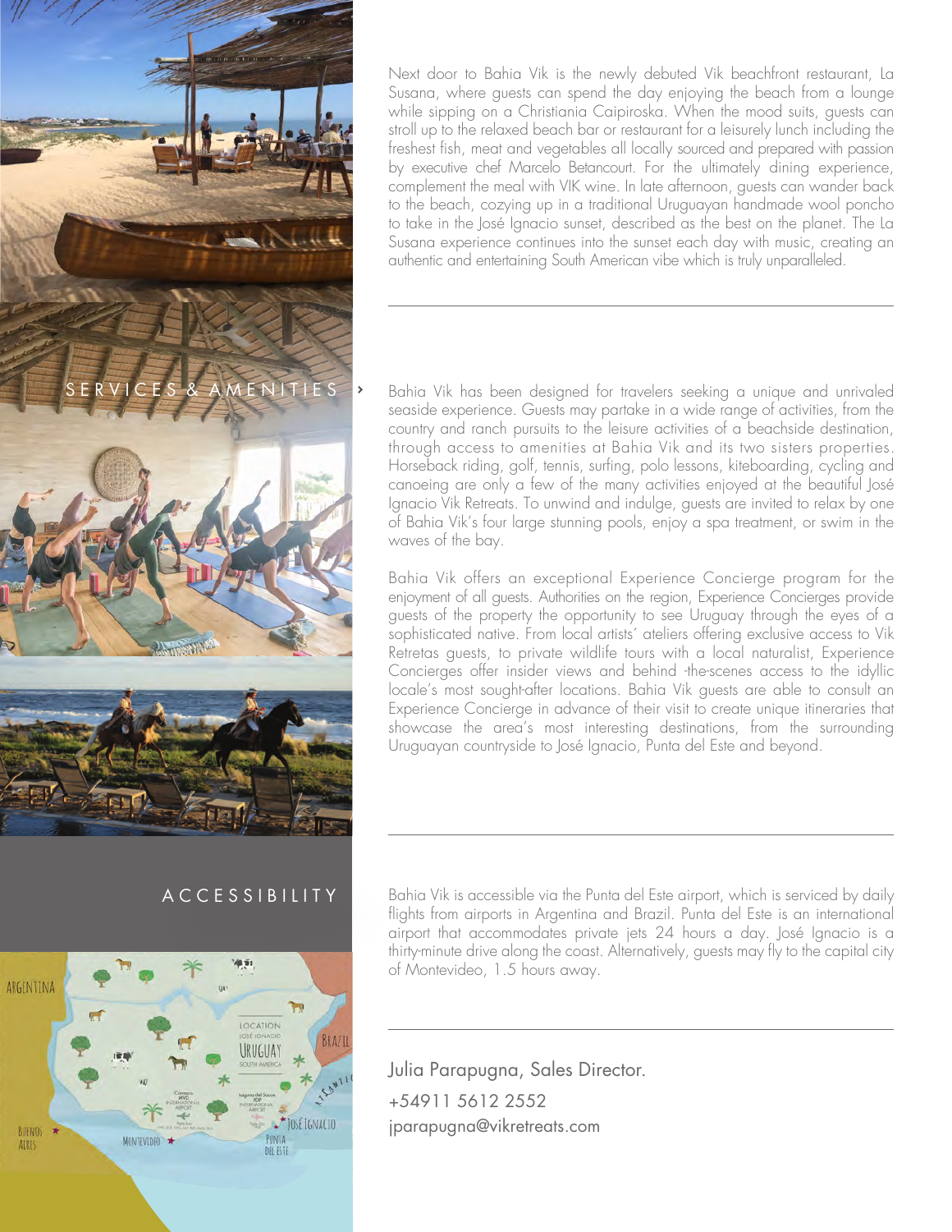Next door to Bahia Vik is the newly debuted Vik beachfront restaurant, La Susana, where guests can spend the day enjoying the beach from a lounge while sipping on a Christiania Caipiroska. When the mood suits, guests can stroll up to the relaxed beach bar or restaurant for a leisurely lunch including the freshest fish, meat and vegetables all locally sourced and prepared with passion by executive chef Marcelo Betancourt. For the ultimately dining experience, complement the meal with VIK wine. In late afternoon, guests can wander back to the beach, cozying up in a traditional Uruguayan handmade wool poncho to take in the José Ignacio sunset, described as the best on the planet. The La Susana experience continues into the sunset each day with music, creating an authentic and entertaining South American vibe which is truly unparalleled.

## SERVICES & AMENITIES

Bahia Vik has been designed for travelers seeking a unique and unrivaled seaside experience. Guests may partake in a wide range of activities, from the country and ranch pursuits to the leisure activities of a beachside destination, through access to amenities at Bahia Vik and its two sisters properties. Horseback riding, golf, tennis, surfing, polo lessons, kiteboarding, cycling and canoeing are only a few of the many activities enjoyed at the beautiful José Ignacio Vik Retreats. To unwind and indulge, guests are invited to relax by one of Bahia Vik's four large stunning pools, enjoy a spa treatment, or swim in the waves of the bay.

Bahia Vik offers an exceptional Experience Concierge program for the enjoyment of all guests. Authorities on the region, Experience Concierges provide guests of the property the opportunity to see Uruguay through the eyes of a sophisticated native. From local artists' ateliers offering exclusive access to Vik Retretas guests, to private wildlife tours with a local naturalist, Experience Concierges offer insider views and behind -the-scenes access to the idyllic locale's most sought-after locations. Bahia Vik guests are able to consult an Experience Concierge in advance of their visit to create unique itineraries that showcase the area's most interesting destinations, from the surrounding Uruguayan countryside to José Ignacio, Punta del Este and beyond.

## ACCESSIBILITY

Bahia Vik is accessible via the Punta del Este airport, which is serviced by daily flights from airports in Argentina and Brazil. Punta del Este is an international airport that accommodates private jets 24 hours a day. José Ignacio is a thirty-minute drive along the coast. Alternatively, guests may fly to the capital city of Montevideo, 1.5 hours away.

Julia Parapugna, Sales Director.

+54911 5612 2552

jparapugna@vikretreats.com